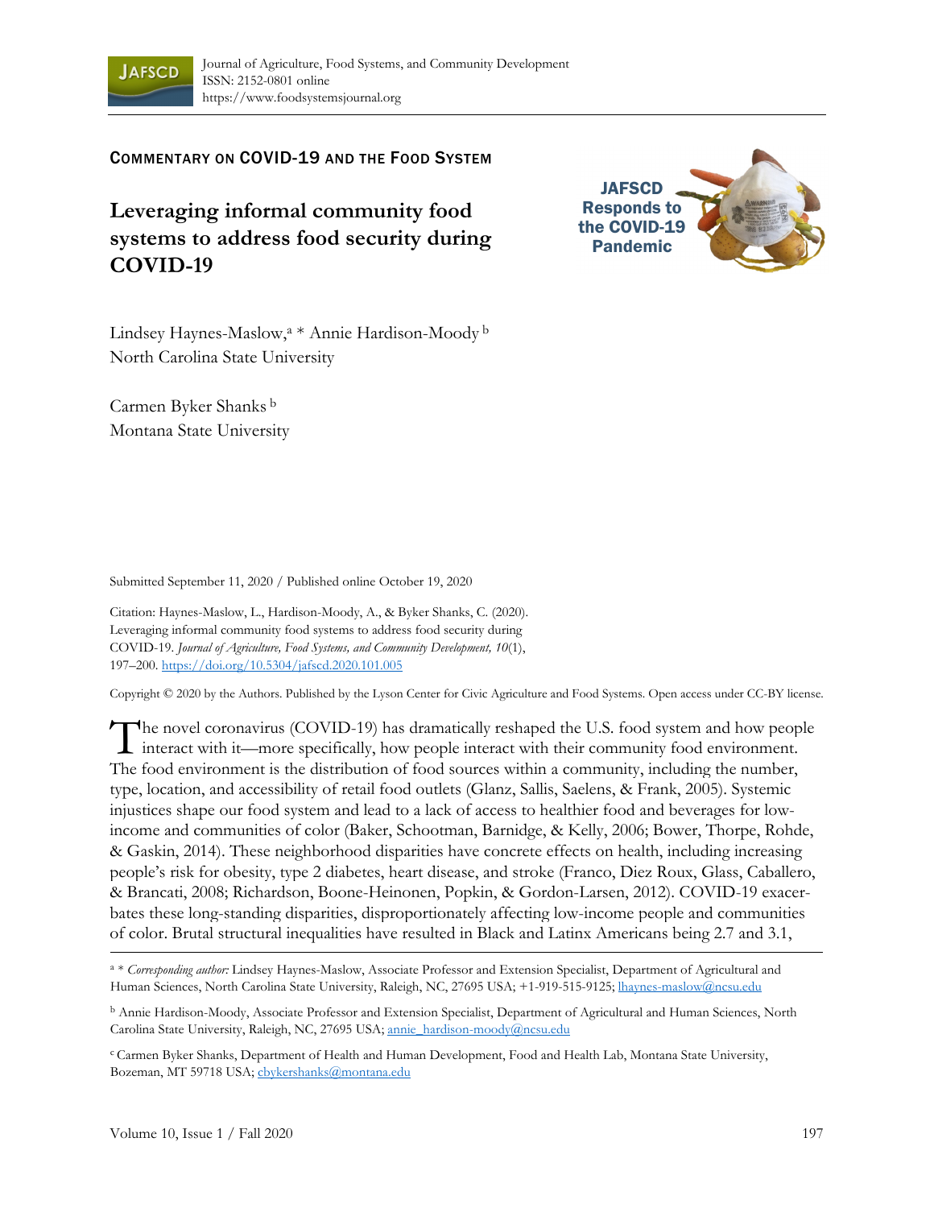Journal of Agriculture, Food Systems, and Community Development
ISSN: 2152-0801 online
https://www.foodsystemsjournal.org

COMMENTARY ON COVID-19 AND THE FOOD SYSTEM

JAFSCD Responds to the COVID-19 Pandemic

# Leveraging informal community food systems to address food security during COVID-19

Lindsey Haynes-Maslow,[a] * Annie Hardison-Moody [b]
North Carolina State University

Carmen Byker Shanks [b]
Montana State University

Submitted September 11, 2020 / Published online October 19, 2020

Citation: Haynes-Maslow, L., Hardison-Moody, A., & Byker Shanks, C. (2020). Leveraging informal community food systems to address food security during COVID-19. *Journal of Agriculture, Food Systems, and Community Development, 10*(1), 197–200. https://doi.org/10.5304/jafscd.2020.101.005

Copyright © 2020 by the Authors. Published by the Lyson Center for Civic Agriculture and Food Systems. Open access under CC-BY license.

The novel coronavirus (COVID-19) has dramatically reshaped the U.S. food system and how people interact with it—more specifically, how people interact with their community food environment. The food environment is the distribution of food sources within a community, including the number, type, location, and accessibility of retail food outlets (Glanz, Sallis, Saelens, & Frank, 2005). Systemic injustices shape our food system and lead to a lack of access to healthier food and beverages for low-income and communities of color (Baker, Schootman, Barnidge, & Kelly, 2006; Bower, Thorpe, Rohde, & Gaskin, 2014). These neighborhood disparities have concrete effects on health, including increasing people's risk for obesity, type 2 diabetes, heart disease, and stroke (Franco, Diez Roux, Glass, Caballero, & Brancati, 2008; Richardson, Boone-Heinonen, Popkin, & Gordon-Larsen, 2012). COVID-19 exacerbates these long-standing disparities, disproportionately affecting low-income people and communities of color. Brutal structural inequalities have resulted in Black and Latinx Americans being 2.7 and 3.1,

[a] * *Corresponding author:* Lindsey Haynes-Maslow, Associate Professor and Extension Specialist, Department of Agricultural and Human Sciences, North Carolina State University, Raleigh, NC, 27695 USA; +1-919-515-9125; lhaynes-maslow@ncsu.edu

[b] Annie Hardison-Moody, Associate Professor and Extension Specialist, Department of Agricultural and Human Sciences, North Carolina State University, Raleigh, NC, 27695 USA; annie_hardison-moody@ncsu.edu

[c] Carmen Byker Shanks, Department of Health and Human Development, Food and Health Lab, Montana State University, Bozeman, MT 59718 USA; cbykershanks@montana.edu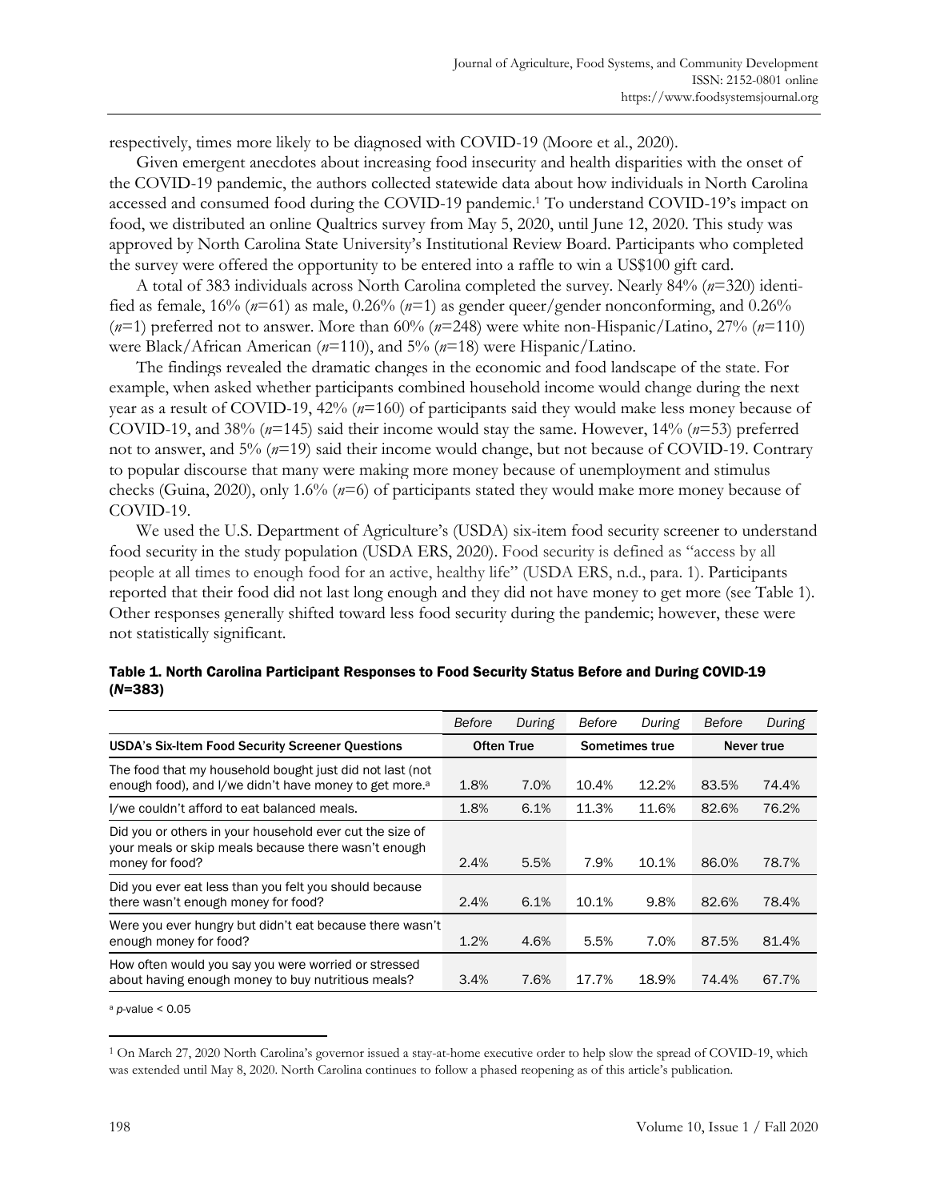respectively, times more likely to be diagnosed with COVID-19 (Moore et al., 2020).

Given emergent anecdotes about increasing food insecurity and health disparities with the onset of the COVID-19 pandemic, the authors collected statewide data about how individuals in North Carolina accessed and consumed food during the COVID-19 pandemic.[1] To understand COVID-19's impact on food, we distributed an online Qualtrics survey from May 5, 2020, until June 12, 2020. This study was approved by North Carolina State University's Institutional Review Board. Participants who completed the survey were offered the opportunity to be entered into a raffle to win a US$100 gift card.

A total of 383 individuals across North Carolina completed the survey. Nearly 84% (*n*=320) identified as female, 16% (*n*=61) as male, 0.26% (*n*=1) as gender queer/gender nonconforming, and 0.26% (*n*=1) preferred not to answer. More than 60% (*n*=248) were white non-Hispanic/Latino, 27% (*n*=110) were Black/African American (*n*=110), and 5% (*n*=18) were Hispanic/Latino.

The findings revealed the dramatic changes in the economic and food landscape of the state. For example, when asked whether participants combined household income would change during the next year as a result of COVID-19, 42% (*n*=160) of participants said they would make less money because of COVID-19, and 38% (*n*=145) said their income would stay the same. However, 14% (*n*=53) preferred not to answer, and 5% (*n*=19) said their income would change, but not because of COVID-19. Contrary to popular discourse that many were making more money because of unemployment and stimulus checks (Guina, 2020), only 1.6% (*n*=6) of participants stated they would make more money because of COVID-19.

We used the U.S. Department of Agriculture's (USDA) six-item food security screener to understand food security in the study population (USDA ERS, 2020). Food security is defined as "access by all people at all times to enough food for an active, healthy life" (USDA ERS, n.d., para. 1). Participants reported that their food did not last long enough and they did not have money to get more (see Table 1). Other responses generally shifted toward less food security during the pandemic; however, these were not statistically significant.

**Table 1. North Carolina Participant Responses to Food Security Status Before and During COVID-19 (*N*=383)**

| | *Before* | *During* | *Before* | *During* | *Before* | *During* |
|---|---|---|---|---|---|---|
| **USDA's Six-Item Food Security Screener Questions** | **Often True** | | **Sometimes true** | | **Never true** | |
| The food that my household bought just did not last (not enough food), and I/we didn't have money to get more.[a] | 1.8% | 7.0% | 10.4% | 12.2% | 83.5% | 74.4% |
| I/we couldn't afford to eat balanced meals. | 1.8% | 6.1% | 11.3% | 11.6% | 82.6% | 76.2% |
| Did you or others in your household ever cut the size of your meals or skip meals because there wasn't enough money for food? | 2.4% | 5.5% | 7.9% | 10.1% | 86.0% | 78.7% |
| Did you ever eat less than you felt you should because there wasn't enough money for food? | 2.4% | 6.1% | 10.1% | 9.8% | 82.6% | 78.4% |
| Were you ever hungry but didn't eat because there wasn't enough money for food? | 1.2% | 4.6% | 5.5% | 7.0% | 87.5% | 81.4% |
| How often would you say you were worried or stressed about having enough money to buy nutritious meals? | 3.4% | 7.6% | 17.7% | 18.9% | 74.4% | 67.7% |

[a] $p$-value $< 0.05$

[1] On March 27, 2020 North Carolina's governor issued a stay-at-home executive order to help slow the spread of COVID-19, which was extended until May 8, 2020. North Carolina continues to follow a phased reopening as of this article's publication.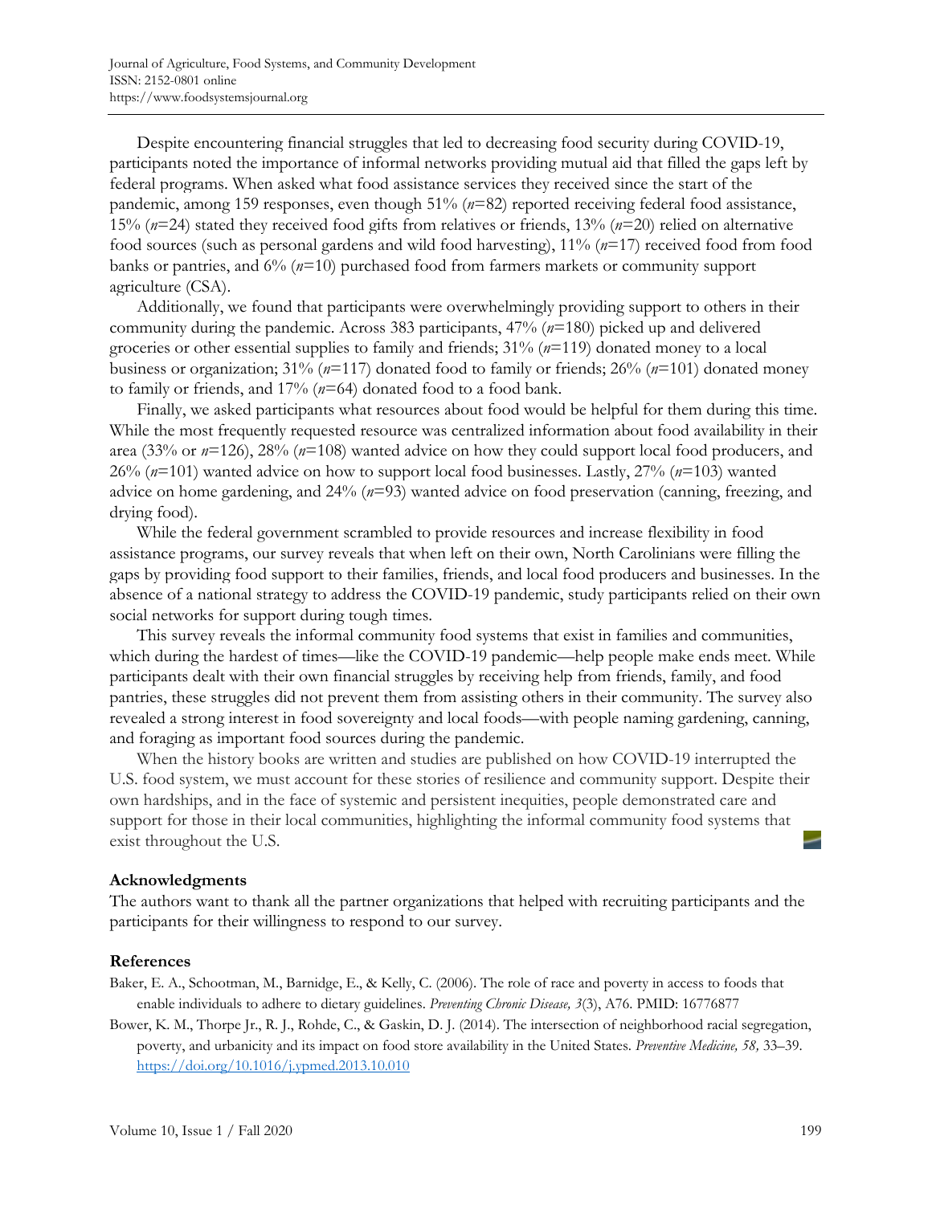Despite encountering financial struggles that led to decreasing food security during COVID-19, participants noted the importance of informal networks providing mutual aid that filled the gaps left by federal programs. When asked what food assistance services they received since the start of the pandemic, among 159 responses, even though 51% (*n*=82) reported receiving federal food assistance, 15% (*n*=24) stated they received food gifts from relatives or friends, 13% (*n*=20) relied on alternative food sources (such as personal gardens and wild food harvesting), 11% (*n*=17) received food from food banks or pantries, and 6% (*n*=10) purchased food from farmers markets or community support agriculture (CSA).

Additionally, we found that participants were overwhelmingly providing support to others in their community during the pandemic. Across 383 participants, 47% (*n*=180) picked up and delivered groceries or other essential supplies to family and friends; 31% (*n*=119) donated money to a local business or organization; 31% (*n*=117) donated food to family or friends; 26% (*n*=101) donated money to family or friends, and 17% (*n*=64) donated food to a food bank.

Finally, we asked participants what resources about food would be helpful for them during this time. While the most frequently requested resource was centralized information about food availability in their area (33% or *n*=126), 28% (*n*=108) wanted advice on how they could support local food producers, and 26% (*n*=101) wanted advice on how to support local food businesses. Lastly, 27% (*n*=103) wanted advice on home gardening, and 24% (*n*=93) wanted advice on food preservation (canning, freezing, and drying food).

While the federal government scrambled to provide resources and increase flexibility in food assistance programs, our survey reveals that when left on their own, North Carolinians were filling the gaps by providing food support to their families, friends, and local food producers and businesses. In the absence of a national strategy to address the COVID-19 pandemic, study participants relied on their own social networks for support during tough times.

This survey reveals the informal community food systems that exist in families and communities, which during the hardest of times—like the COVID-19 pandemic—help people make ends meet. While participants dealt with their own financial struggles by receiving help from friends, family, and food pantries, these struggles did not prevent them from assisting others in their community. The survey also revealed a strong interest in food sovereignty and local foods—with people naming gardening, canning, and foraging as important food sources during the pandemic.

When the history books are written and studies are published on how COVID-19 interrupted the U.S. food system, we must account for these stories of resilience and community support. Despite their own hardships, and in the face of systemic and persistent inequities, people demonstrated care and support for those in their local communities, highlighting the informal community food systems that exist throughout the U.S.

### Acknowledgments

The authors want to thank all the partner organizations that helped with recruiting participants and the participants for their willingness to respond to our survey.

### References

Baker, E. A., Schootman, M., Barnidge, E., & Kelly, C. (2006). The role of race and poverty in access to foods that enable individuals to adhere to dietary guidelines. *Preventing Chronic Disease, 3*(3), A76. PMID: 16776877

Bower, K. M., Thorpe Jr., R. J., Rohde, C., & Gaskin, D. J. (2014). The intersection of neighborhood racial segregation, poverty, and urbanicity and its impact on food store availability in the United States. *Preventive Medicine, 58,* 33–39. https://doi.org/10.1016/j.ypmed.2013.10.010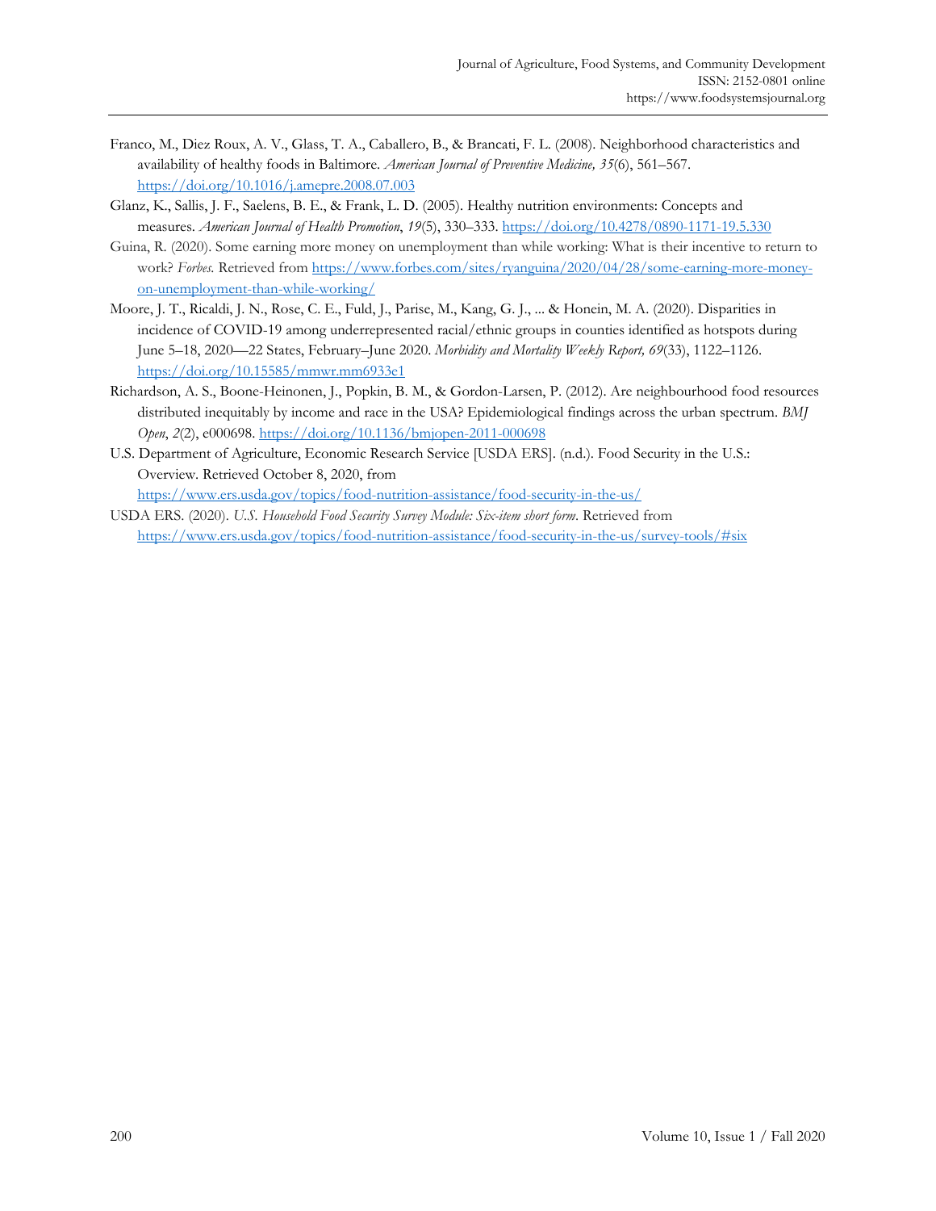Franco, M., Diez Roux, A. V., Glass, T. A., Caballero, B., & Brancati, F. L. (2008). Neighborhood characteristics and availability of healthy foods in Baltimore. *American Journal of Preventive Medicine, 35*(6), 561–567. https://doi.org/10.1016/j.amepre.2008.07.003

Glanz, K., Sallis, J. F., Saelens, B. E., & Frank, L. D. (2005). Healthy nutrition environments: Concepts and measures. *American Journal of Health Promotion*, *19*(5), 330–333. https://doi.org/10.4278/0890-1171-19.5.330

Guina, R. (2020). Some earning more money on unemployment than while working: What is their incentive to return to work? *Forbes.* Retrieved from https://www.forbes.com/sites/ryanguina/2020/04/28/some-earning-more-money-on-unemployment-than-while-working/

Moore, J. T., Ricaldi, J. N., Rose, C. E., Fuld, J., Parise, M., Kang, G. J., ... & Honein, M. A. (2020). Disparities in incidence of COVID-19 among underrepresented racial/ethnic groups in counties identified as hotspots during June 5–18, 2020—22 States, February–June 2020. *Morbidity and Mortality Weekly Report, 69*(33), 1122–1126. https://doi.org/10.15585/mmwr.mm6933e1

Richardson, A. S., Boone-Heinonen, J., Popkin, B. M., & Gordon-Larsen, P. (2012). Are neighbourhood food resources distributed inequitably by income and race in the USA? Epidemiological findings across the urban spectrum. *BMJ Open*, *2*(2), e000698. https://doi.org/10.1136/bmjopen-2011-000698

U.S. Department of Agriculture, Economic Research Service [USDA ERS]. (n.d.). Food Security in the U.S.: Overview. Retrieved October 8, 2020, from https://www.ers.usda.gov/topics/food-nutrition-assistance/food-security-in-the-us/

USDA ERS. (2020). *U.S. Household Food Security Survey Module: Six-item short form*. Retrieved from https://www.ers.usda.gov/topics/food-nutrition-assistance/food-security-in-the-us/survey-tools/#six